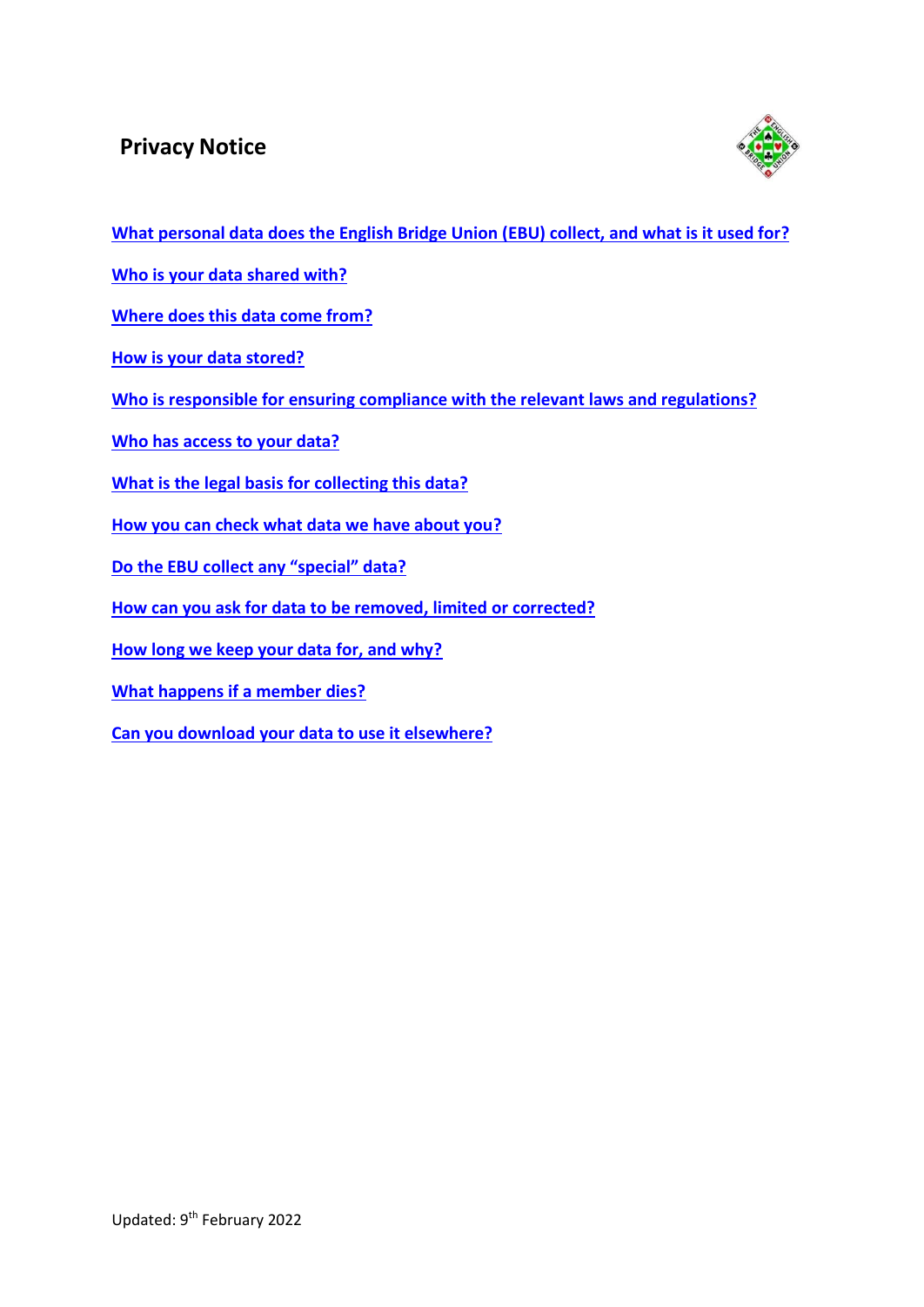# Privacy Notice

[What personal data does the English Bridge Union (EBU) collect, and what is it used for?]

[Who is your data shared with?]

[Where does this data come from?]

[How is your data stored?]

[Who is responsible for ensuring compliance with the relevant laws and regulations?]

[Who has access to your data?]

[What is the legal basis for collecting this data?]

[How you can check what data we have about you?]

[Do the EBU collect any “special” data?]

[How can you ask for data to be removed, limited or corrected?]

[How long we keep your data for, and why?]

[What happens if a member dies?]

[Can you download your data to use it elsewhere?]

Updated: 9th February 2022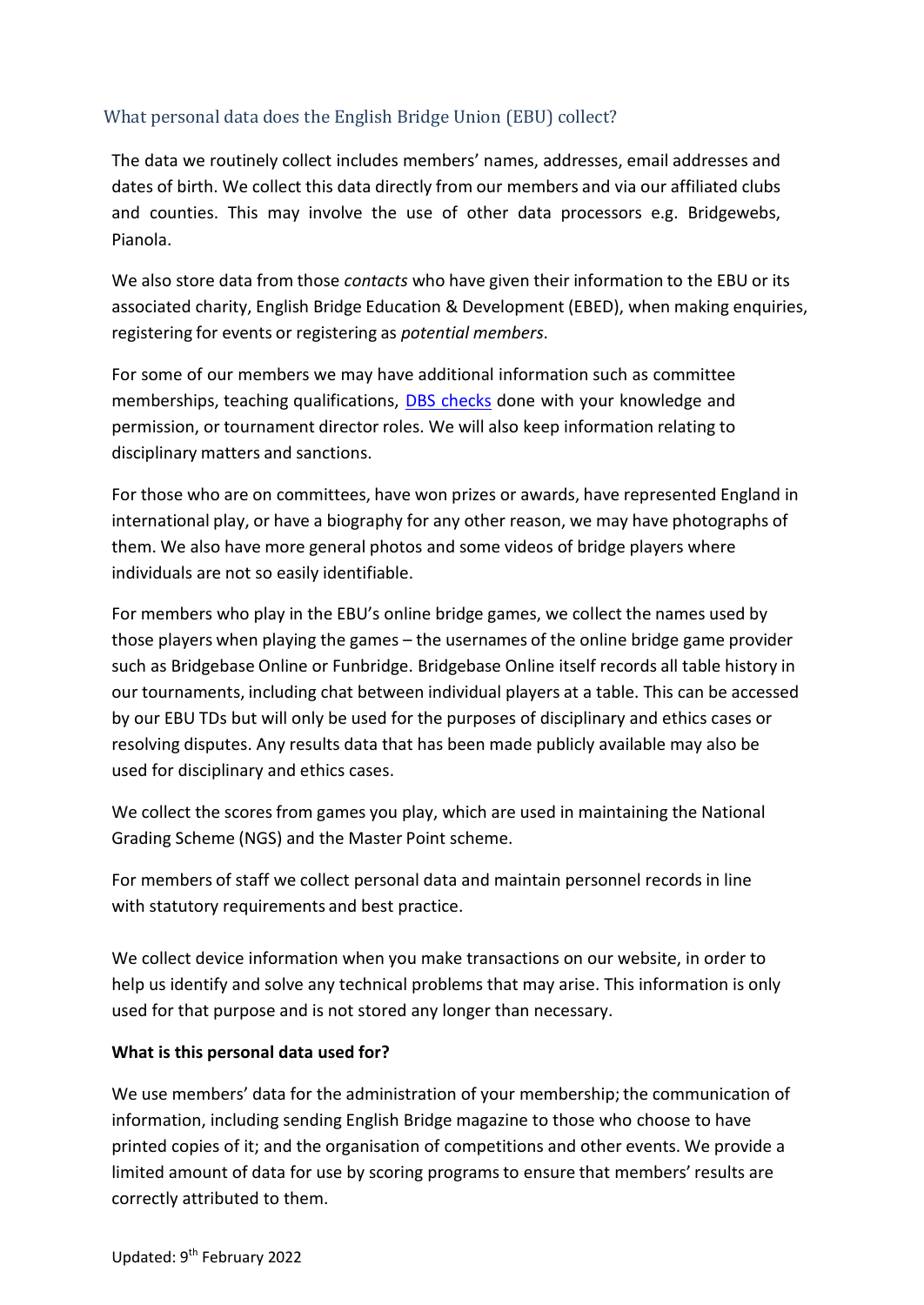## What personal data does the English Bridge Union (EBU) collect?

The data we routinely collect includes members' names, addresses, email addresses and dates of birth. We collect this data directly from our members and via our affiliated clubs and counties. This may involve the use of other data processors e.g. Bridgewebs, Pianola.

We also store data from those *contacts* who have given their information to the EBU or its associated charity, English Bridge Education & Development (EBED), when making enquiries, registering for events or registering as *potential members*.

For some of our members we may have additional information such as committee memberships, teaching qualifications, DBS checks done with your knowledge and permission, or tournament director roles. We will also keep information relating to disciplinary matters and sanctions.

For those who are on committees, have won prizes or awards, have represented England in international play, or have a biography for any other reason, we may have photographs of them. We also have more general photos and some videos of bridge players where individuals are not so easily identifiable.

For members who play in the EBU's online bridge games, we collect the names used by those players when playing the games – the usernames of the online bridge game provider such as Bridgebase Online or Funbridge. Bridgebase Online itself records all table history in our tournaments, including chat between individual players at a table. This can be accessed by our EBU TDs but will only be used for the purposes of disciplinary and ethics cases or resolving disputes. Any results data that has been made publicly available may also be used for disciplinary and ethics cases.

We collect the scores from games you play, which are used in maintaining the National Grading Scheme (NGS) and the Master Point scheme.

For members of staff we collect personal data and maintain personnel records in line with statutory requirements and best practice.

We collect device information when you make transactions on our website, in order to help us identify and solve any technical problems that may arise. This information is only used for that purpose and is not stored any longer than necessary.

**What is this personal data used for?**

We use members' data for the administration of your membership; the communication of information, including sending English Bridge magazine to those who choose to have printed copies of it; and the organisation of competitions and other events. We provide a limited amount of data for use by scoring programs to ensure that members' results are correctly attributed to them.

Updated: 9th February 2022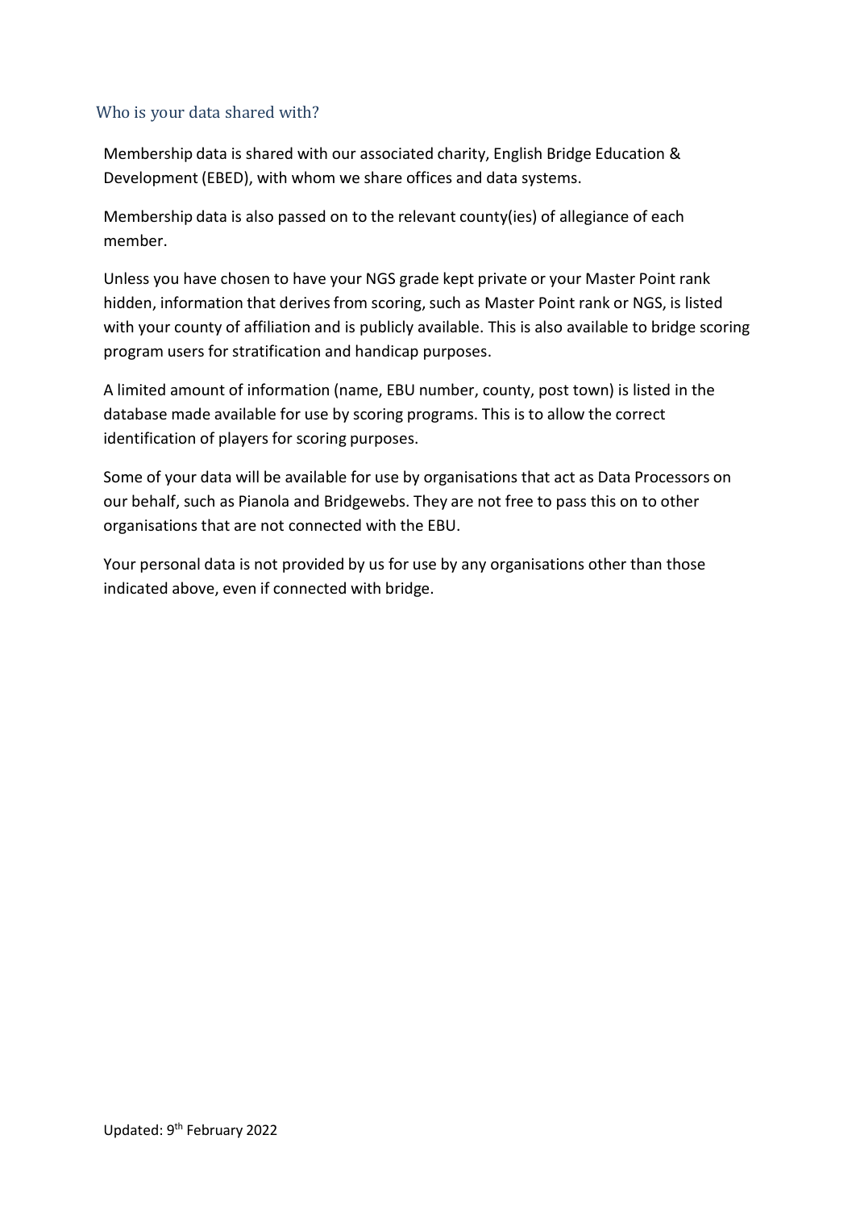## Who is your data shared with?

Membership data is shared with our associated charity, English Bridge Education & Development (EBED), with whom we share offices and data systems.

Membership data is also passed on to the relevant county(ies) of allegiance of each member.

Unless you have chosen to have your NGS grade kept private or your Master Point rank hidden, information that derives from scoring, such as Master Point rank or NGS, is listed with your county of affiliation and is publicly available. This is also available to bridge scoring program users for stratification and handicap purposes.

A limited amount of information (name, EBU number, county, post town) is listed in the database made available for use by scoring programs. This is to allow the correct identification of players for scoring purposes.

Some of your data will be available for use by organisations that act as Data Processors on our behalf, such as Pianola and Bridgewebs. They are not free to pass this on to other organisations that are not connected with the EBU.

Your personal data is not provided by us for use by any organisations other than those indicated above, even if connected with bridge.

Updated: 9th February 2022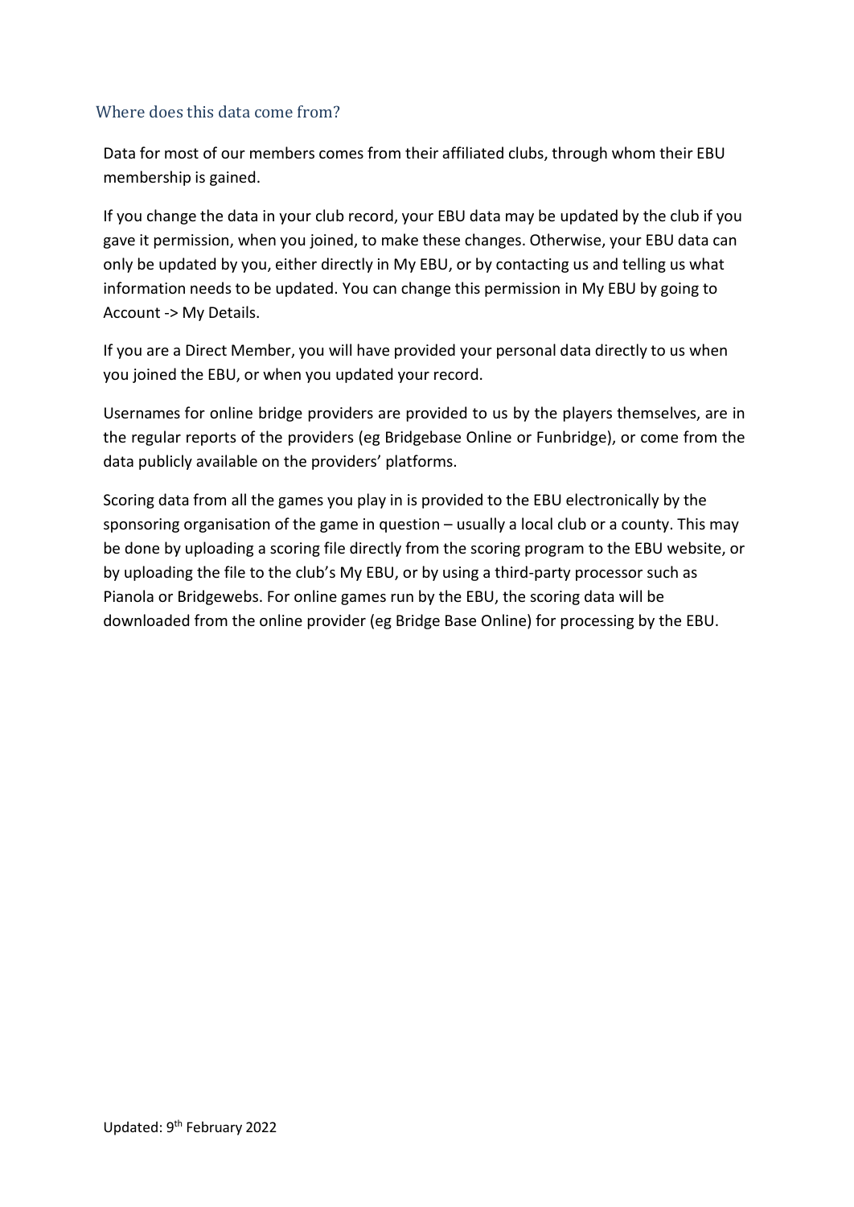## Where does this data come from?

Data for most of our members comes from their affiliated clubs, through whom their EBU membership is gained.

If you change the data in your club record, your EBU data may be updated by the club if you gave it permission, when you joined, to make these changes. Otherwise, your EBU data can only be updated by you, either directly in My EBU, or by contacting us and telling us what information needs to be updated. You can change this permission in My EBU by going to Account -> My Details.

If you are a Direct Member, you will have provided your personal data directly to us when you joined the EBU, or when you updated your record.

Usernames for online bridge providers are provided to us by the players themselves, are in the regular reports of the providers (eg Bridgebase Online or Funbridge), or come from the data publicly available on the providers' platforms.

Scoring data from all the games you play in is provided to the EBU electronically by the sponsoring organisation of the game in question – usually a local club or a county. This may be done by uploading a scoring file directly from the scoring program to the EBU website, or by uploading the file to the club's My EBU, or by using a third-party processor such as Pianola or Bridgewebs. For online games run by the EBU, the scoring data will be downloaded from the online provider (eg Bridge Base Online) for processing by the EBU.

Updated: 9th February 2022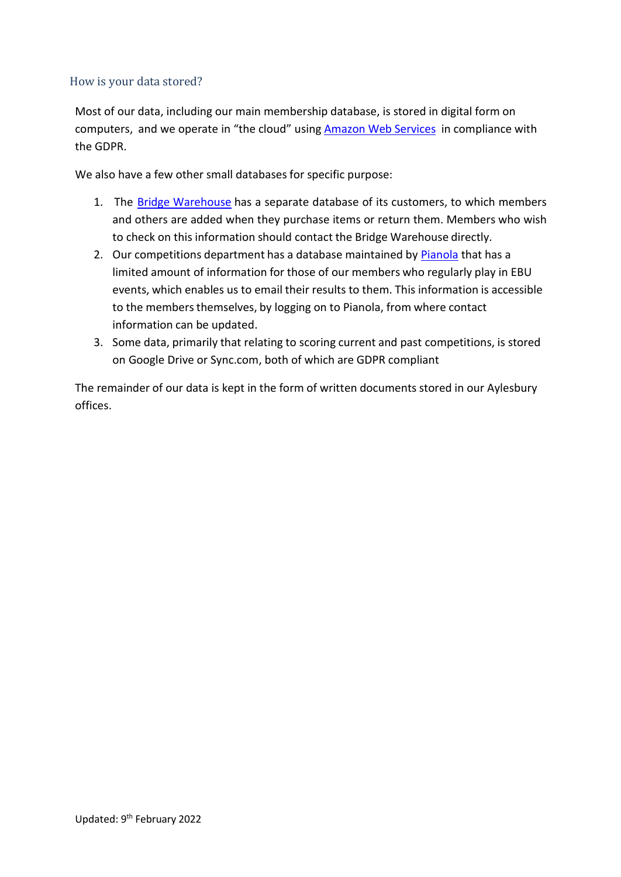## How is your data stored?

Most of our data, including our main membership database, is stored in digital form on computers, and we operate in "the cloud" using Amazon Web Services in compliance with the GDPR.

We also have a few other small databases for specific purpose:

1. The Bridge Warehouse has a separate database of its customers, to which members and others are added when they purchase items or return them. Members who wish to check on this information should contact the Bridge Warehouse directly.
2. Our competitions department has a database maintained by Pianola that has a limited amount of information for those of our members who regularly play in EBU events, which enables us to email their results to them. This information is accessible to the members themselves, by logging on to Pianola, from where contact information can be updated.
3. Some data, primarily that relating to scoring current and past competitions, is stored on Google Drive or Sync.com, both of which are GDPR compliant

The remainder of our data is kept in the form of written documents stored in our Aylesbury offices.

Updated: 9th February 2022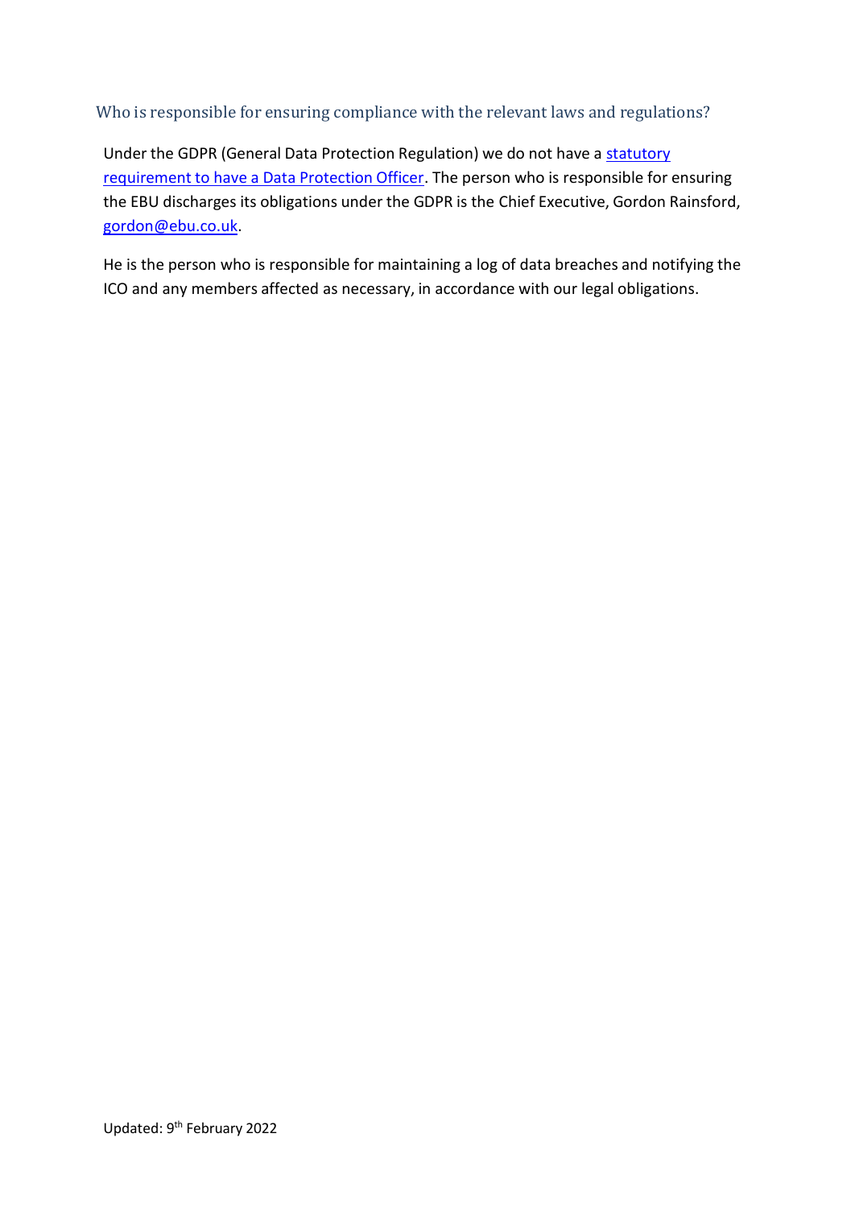## Who is responsible for ensuring compliance with the relevant laws and regulations?

Under the GDPR (General Data Protection Regulation) we do not have a statutory requirement to have a Data Protection Officer. The person who is responsible for ensuring the EBU discharges its obligations under the GDPR is the Chief Executive, Gordon Rainsford, gordon@ebu.co.uk.

He is the person who is responsible for maintaining a log of data breaches and notifying the ICO and any members affected as necessary, in accordance with our legal obligations.

Updated: 9th February 2022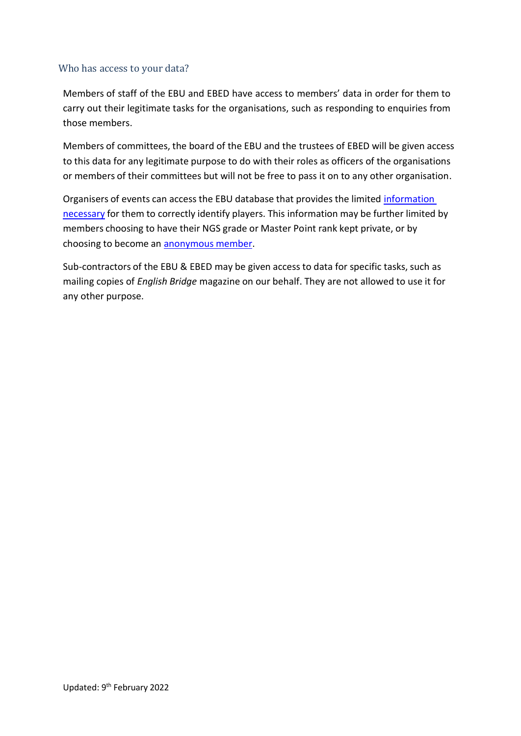## Who has access to your data?

Members of staff of the EBU and EBED have access to members' data in order for them to carry out their legitimate tasks for the organisations, such as responding to enquiries from those members.

Members of committees, the board of the EBU and the trustees of EBED will be given access to this data for any legitimate purpose to do with their roles as officers of the organisations or members of their committees but will not be free to pass it on to any other organisation.

Organisers of events can access the EBU database that provides the limited information necessary for them to correctly identify players. This information may be further limited by members choosing to have their NGS grade or Master Point rank kept private, or by choosing to become an anonymous member.

Sub-contractors of the EBU & EBED may be given access to data for specific tasks, such as mailing copies of *English Bridge* magazine on our behalf. They are not allowed to use it for any other purpose.

Updated: 9th February 2022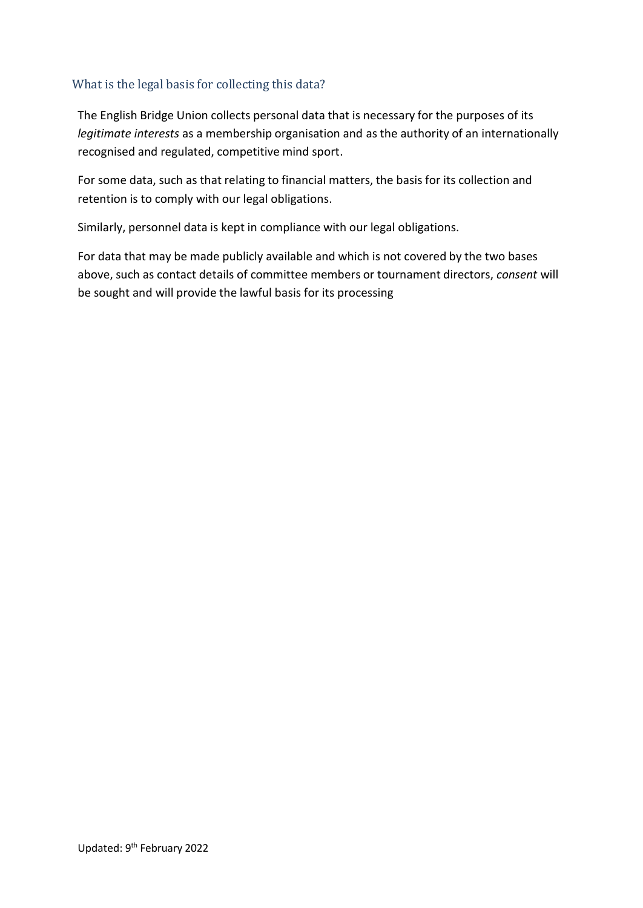## What is the legal basis for collecting this data?

The English Bridge Union collects personal data that is necessary for the purposes of its *legitimate interests* as a membership organisation and as the authority of an internationally recognised and regulated, competitive mind sport.

For some data, such as that relating to financial matters, the basis for its collection and retention is to comply with our legal obligations.

Similarly, personnel data is kept in compliance with our legal obligations.

For data that may be made publicly available and which is not covered by the two bases above, such as contact details of committee members or tournament directors, *consent* will be sought and will provide the lawful basis for its processing

Updated: 9th February 2022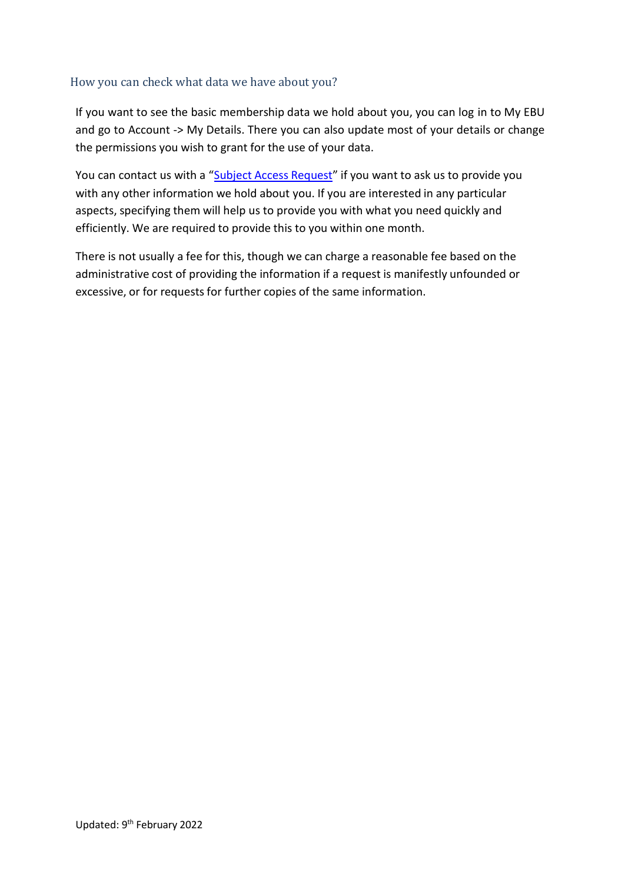## How you can check what data we have about you?

If you want to see the basic membership data we hold about you, you can log in to My EBU and go to Account -> My Details. There you can also update most of your details or change the permissions you wish to grant for the use of your data.

You can contact us with a "Subject Access Request" if you want to ask us to provide you with any other information we hold about you. If you are interested in any particular aspects, specifying them will help us to provide you with what you need quickly and efficiently. We are required to provide this to you within one month.

There is not usually a fee for this, though we can charge a reasonable fee based on the administrative cost of providing the information if a request is manifestly unfounded or excessive, or for requests for further copies of the same information.

Updated: 9th February 2022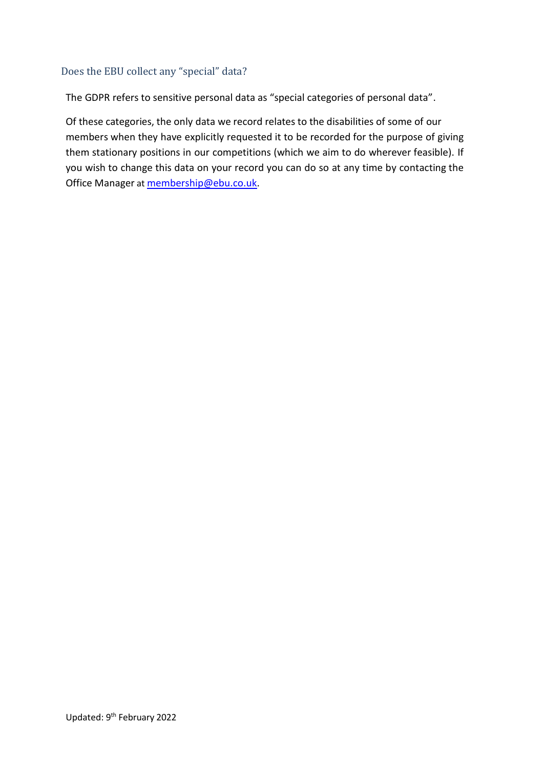## Does the EBU collect any "special" data?

The GDPR refers to sensitive personal data as "special categories of personal data".

Of these categories, the only data we record relates to the disabilities of some of our members when they have explicitly requested it to be recorded for the purpose of giving them stationary positions in our competitions (which we aim to do wherever feasible). If you wish to change this data on your record you can do so at any time by contacting the Office Manager at membership@ebu.co.uk.

Updated: 9th February 2022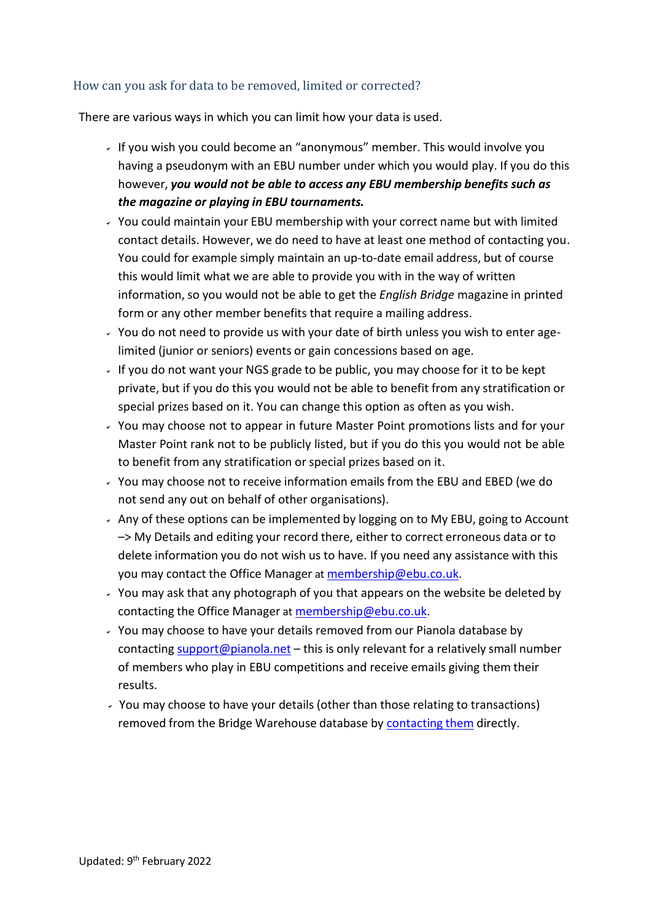## How can you ask for data to be removed, limited or corrected?

There are various ways in which you can limit how your data is used.

- If you wish you could become an "anonymous" member. This would involve you having a pseudonym with an EBU number under which you would play. If you do this however, ***you would not be able to access any EBU membership benefits such as the magazine or playing in EBU tournaments.***
- You could maintain your EBU membership with your correct name but with limited contact details. However, we do need to have at least one method of contacting you. You could for example simply maintain an up-to-date email address, but of course this would limit what we are able to provide you with in the way of written information, so you would not be able to get the *English Bridge* magazine in printed form or any other member benefits that require a mailing address.
- You do not need to provide us with your date of birth unless you wish to enter age-limited (junior or seniors) events or gain concessions based on age.
- If you do not want your NGS grade to be public, you may choose for it to be kept private, but if you do this you would not be able to benefit from any stratification or special prizes based on it. You can change this option as often as you wish.
- You may choose not to appear in future Master Point promotions lists and for your Master Point rank not to be publicly listed, but if you do this you would not be able to benefit from any stratification or special prizes based on it.
- You may choose not to receive information emails from the EBU and EBED (we do not send any out on behalf of other organisations).
- Any of these options can be implemented by logging on to My EBU, going to Account –> My Details and editing your record there, either to correct erroneous data or to delete information you do not wish us to have. If you need any assistance with this you may contact the Office Manager at membership@ebu.co.uk.
- You may ask that any photograph of you that appears on the website be deleted by contacting the Office Manager at membership@ebu.co.uk.
- You may choose to have your details removed from our Pianola database by contacting support@pianola.net – this is only relevant for a relatively small number of members who play in EBU competitions and receive emails giving them their results.
- You may choose to have your details (other than those relating to transactions) removed from the Bridge Warehouse database by contacting them directly.

Updated: 9th February 2022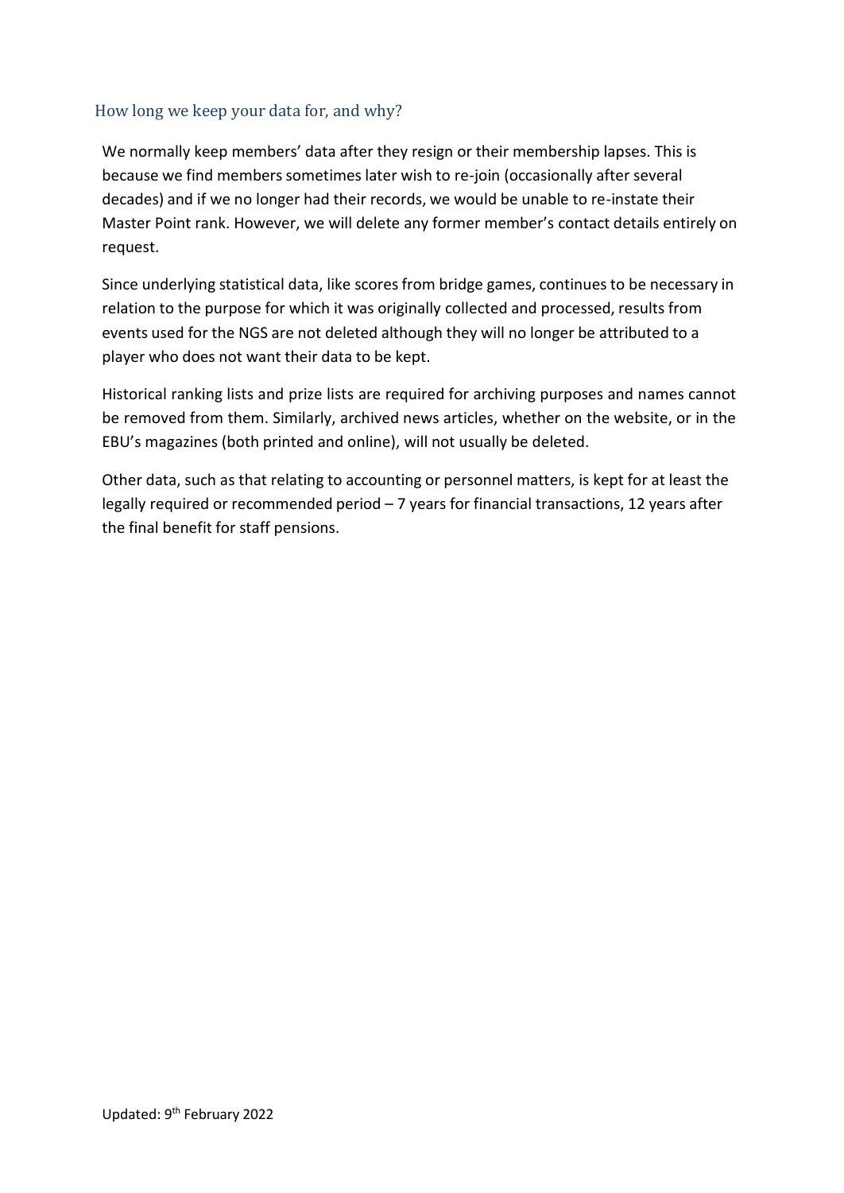## How long we keep your data for, and why?

We normally keep members' data after they resign or their membership lapses. This is because we find members sometimes later wish to re-join (occasionally after several decades) and if we no longer had their records, we would be unable to re-instate their Master Point rank. However, we will delete any former member's contact details entirely on request.

Since underlying statistical data, like scores from bridge games, continues to be necessary in relation to the purpose for which it was originally collected and processed, results from events used for the NGS are not deleted although they will no longer be attributed to a player who does not want their data to be kept.

Historical ranking lists and prize lists are required for archiving purposes and names cannot be removed from them. Similarly, archived news articles, whether on the website, or in the EBU's magazines (both printed and online), will not usually be deleted.

Other data, such as that relating to accounting or personnel matters, is kept for at least the legally required or recommended period – 7 years for financial transactions, 12 years after the final benefit for staff pensions.

Updated: 9th February 2022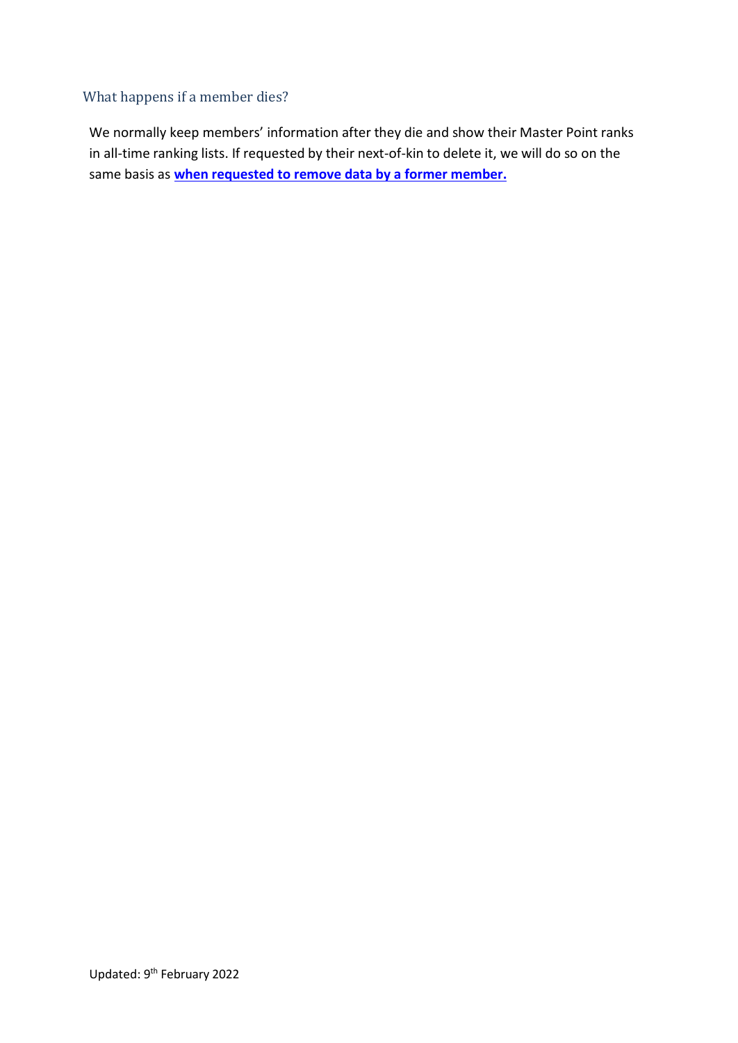### What happens if a member dies?

We normally keep members' information after they die and show their Master Point ranks in all-time ranking lists. If requested by their next-of-kin to delete it, we will do so on the same basis as **when requested to remove data by a former member.**

Updated: 9th February 2022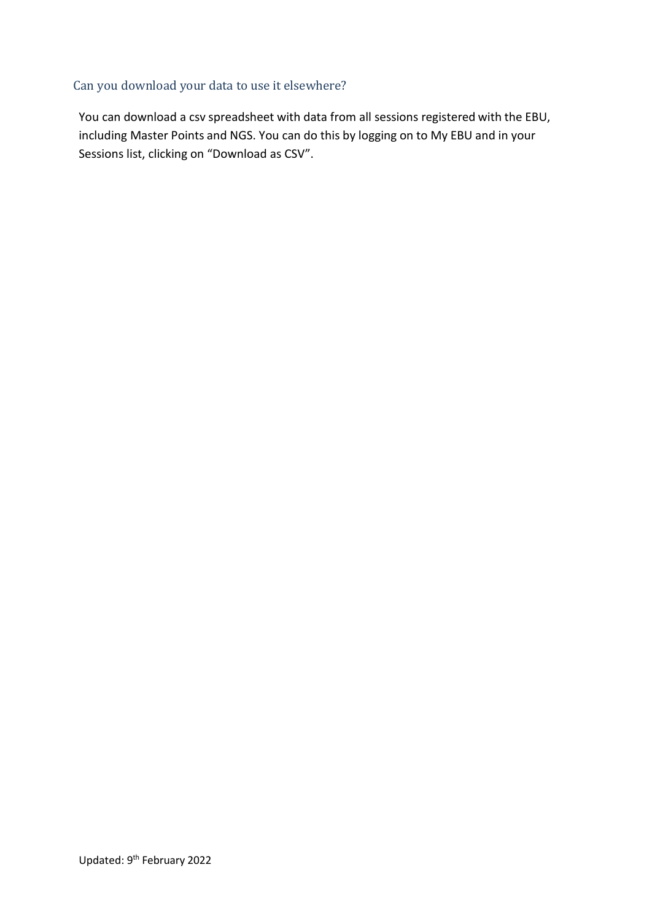## Can you download your data to use it elsewhere?

You can download a csv spreadsheet with data from all sessions registered with the EBU, including Master Points and NGS. You can do this by logging on to My EBU and in your Sessions list, clicking on "Download as CSV".

Updated: 9th February 2022